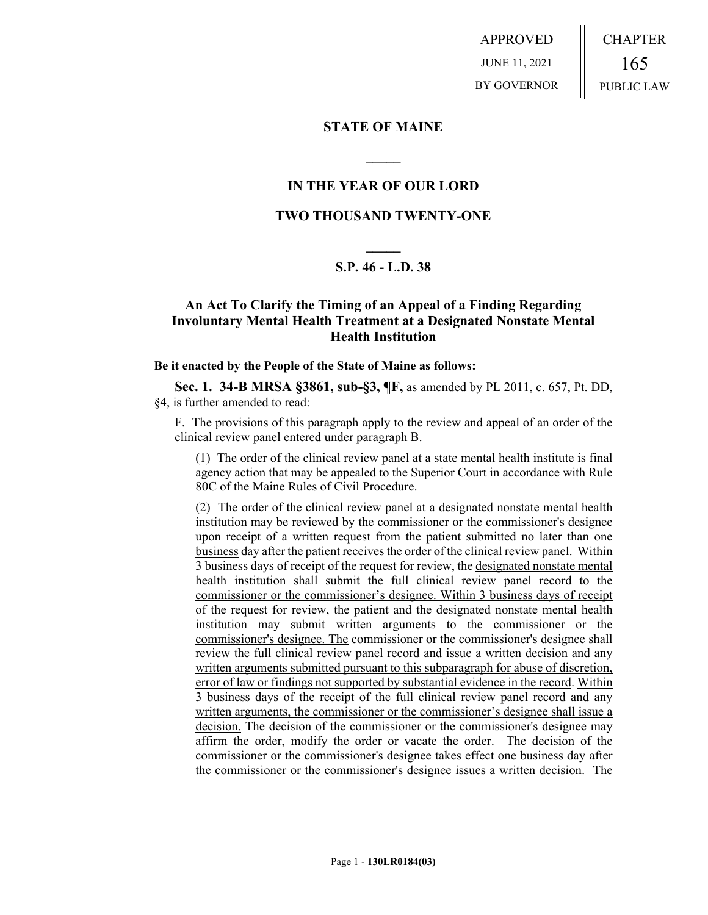APPROVED

JUNE 11, 2021

BY GOVERNOR

CHAPTER

165

PUBLIC LAW

## STATE OF MAINE

## IN THE YEAR OF OUR LORD

## TWO THOUSAND TWENTY-ONE

## S.P. 46 - L.D. 38

## An Act To Clarify the Timing of an Appeal of a Finding Regarding Involuntary Mental Health Treatment at a Designated Nonstate Mental Health Institution

**Be it enacted by the People of the State of Maine as follows:**

**Sec. 1. 34-B MRSA §3861, sub-§3, ¶F,** as amended by PL 2011, c. 657, Pt. DD, §4, is further amended to read:

F. The provisions of this paragraph apply to the review and appeal of an order of the clinical review panel entered under paragraph B.

(1) The order of the clinical review panel at a state mental health institute is final agency action that may be appealed to the Superior Court in accordance with Rule 80C of the Maine Rules of Civil Procedure.

(2) The order of the clinical review panel at a designated nonstate mental health institution may be reviewed by the commissioner or the commissioner's designee upon receipt of a written request from the patient submitted no later than one business day after the patient receives the order of the clinical review panel. Within 3 business days of receipt of the request for review, the designated nonstate mental health institution shall submit the full clinical review panel record to the commissioner or the commissioner's designee. Within 3 business days of receipt of the request for review, the patient and the designated nonstate mental health institution may submit written arguments to the commissioner or the commissioner's designee. The commissioner or the commissioner's designee shall review the full clinical review panel record ~~and issue a written decision~~ and any written arguments submitted pursuant to this subparagraph for abuse of discretion, error of law or findings not supported by substantial evidence in the record. Within 3 business days of the receipt of the full clinical review panel record and any written arguments, the commissioner or the commissioner's designee shall issue a decision. The decision of the commissioner or the commissioner's designee may affirm the order, modify the order or vacate the order. The decision of the commissioner or the commissioner's designee takes effect one business day after the commissioner or the commissioner's designee issues a written decision. The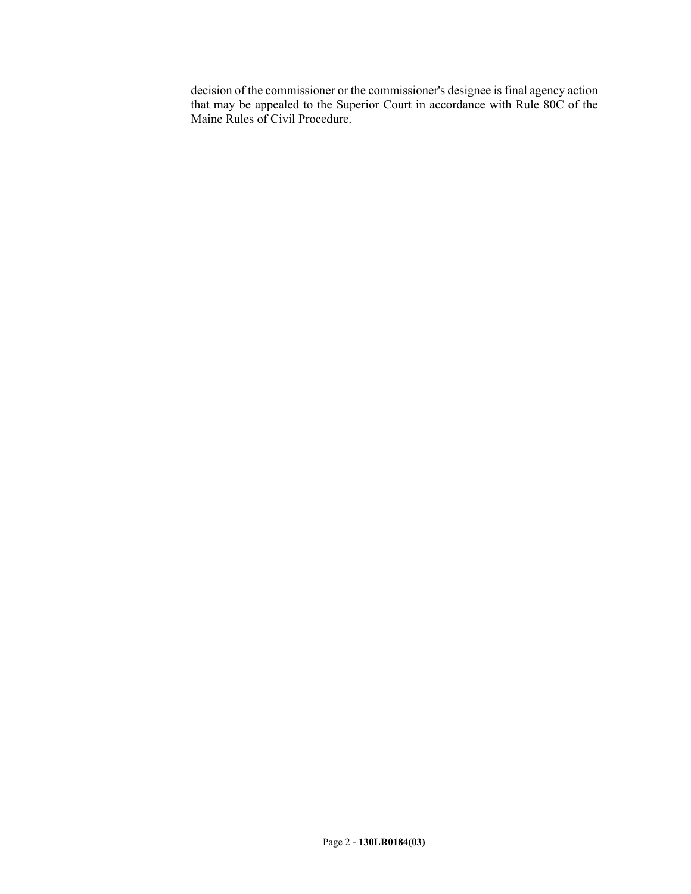decision of the commissioner or the commissioner's designee is final agency action that may be appealed to the Superior Court in accordance with Rule 80C of the Maine Rules of Civil Procedure.